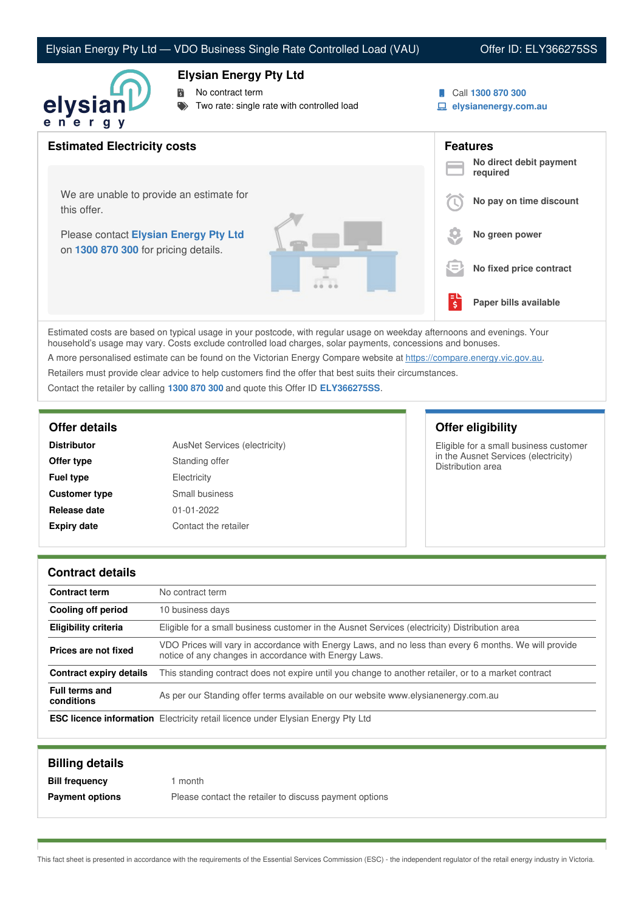# Elysian Energy Pty Ltd — VDO Business Single Rate Controlled Load (VAU)

Offer ID: ELY366275SS

## Elysian Energy Pty Ltd

- No contract term
- Two rate: single rate with controlled load

Call **1300 870 300**
**elysianenergy.com.au**

## Estimated Electricity costs

We are unable to provide an estimate for this offer.

Please contact **Elysian Energy Pty Ltd** on **1300 870 300** for pricing details.

## Features

- **No direct debit payment required**
- **No pay on time discount**
- **No green power**
- **No fixed price contract**
- **Paper bills available**

Estimated costs are based on typical usage in your postcode, with regular usage on weekday afternoons and evenings. Your household's usage may vary. Costs exclude controlled load charges, solar payments, concessions and bonuses.

A more personalised estimate can be found on the Victorian Energy Compare website at https://compare.energy.vic.gov.au.

Retailers must provide clear advice to help customers find the offer that best suits their circumstances.

Contact the retailer by calling **1300 870 300** and quote this Offer ID **ELY366275SS**.

## Offer details

| | |
|---|---|
| **Distributor** | AusNet Services (electricity) |
| **Offer type** | Standing offer |
| **Fuel type** | Electricity |
| **Customer type** | Small business |
| **Release date** | 01-01-2022 |
| **Expiry date** | Contact the retailer |

## Offer eligibility

Eligible for a small business customer in the Ausnet Services (electricity) Distribution area

## Contract details

| | |
|---|---|
| **Contract term** | No contract term |
| **Cooling off period** | 10 business days |
| **Eligibility criteria** | Eligible for a small business customer in the Ausnet Services (electricity) Distribution area |
| **Prices are not fixed** | VDO Prices will vary in accordance with Energy Laws, and no less than every 6 months. We will provide notice of any changes in accordance with Energy Laws. |
| **Contract expiry details** | This standing contract does not expire until you change to another retailer, or to a market contract |
| **Full terms and conditions** | As per our Standing offer terms available on our website www.elysianenergy.com.au |
| **ESC licence information** | Electricity retail licence under Elysian Energy Pty Ltd |

## Billing details

| | |
|---|---|
| **Bill frequency** | 1 month |
| **Payment options** | Please contact the retailer to discuss payment options |

This fact sheet is presented in accordance with the requirements of the Essential Services Commission (ESC) - the independent regulator of the retail energy industry in Victoria.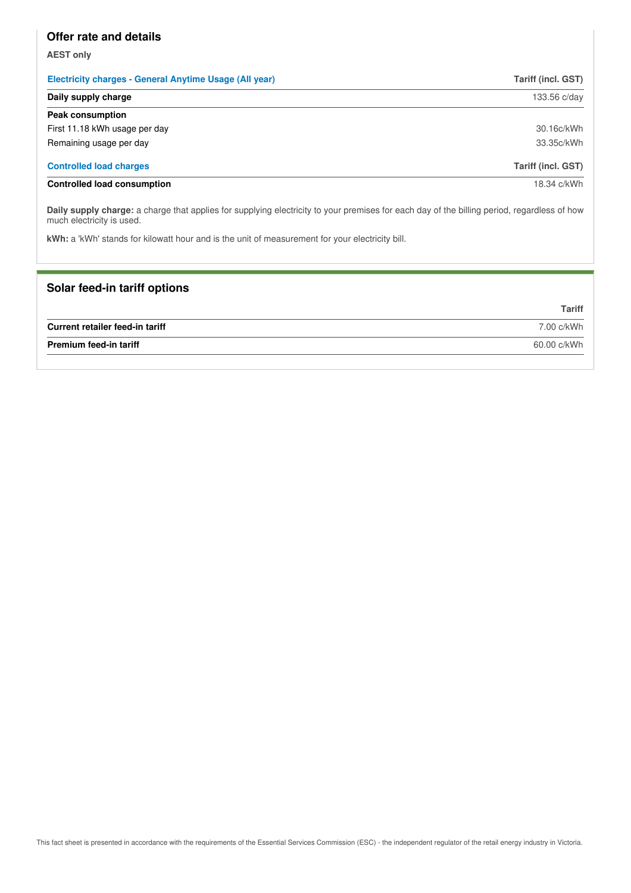## Offer rate and details

**AEST only**

| Electricity charges - General Anytime Usage (All year) | Tariff (incl. GST) |
| --- | --- |
| **Daily supply charge** | 133.56 c/day |
| **Peak consumption** | |
| First 11.18 kWh usage per day | 30.16c/kWh |
| Remaining usage per day | 33.35c/kWh |

| Controlled load charges | Tariff (incl. GST) |
| --- | --- |
| **Controlled load consumption** | 18.34 c/kWh |

**Daily supply charge:** a charge that applies for supplying electricity to your premises for each day of the billing period, regardless of how much electricity is used.

**kWh:** a 'kWh' stands for kilowatt hour and is the unit of measurement for your electricity bill.

## Solar feed-in tariff options

| | Tariff |
| --- | --- |
| **Current retailer feed-in tariff** | 7.00 c/kWh |
| **Premium feed-in tariff** | 60.00 c/kWh |

This fact sheet is presented in accordance with the requirements of the Essential Services Commission (ESC) - the independent regulator of the retail energy industry in Victoria.